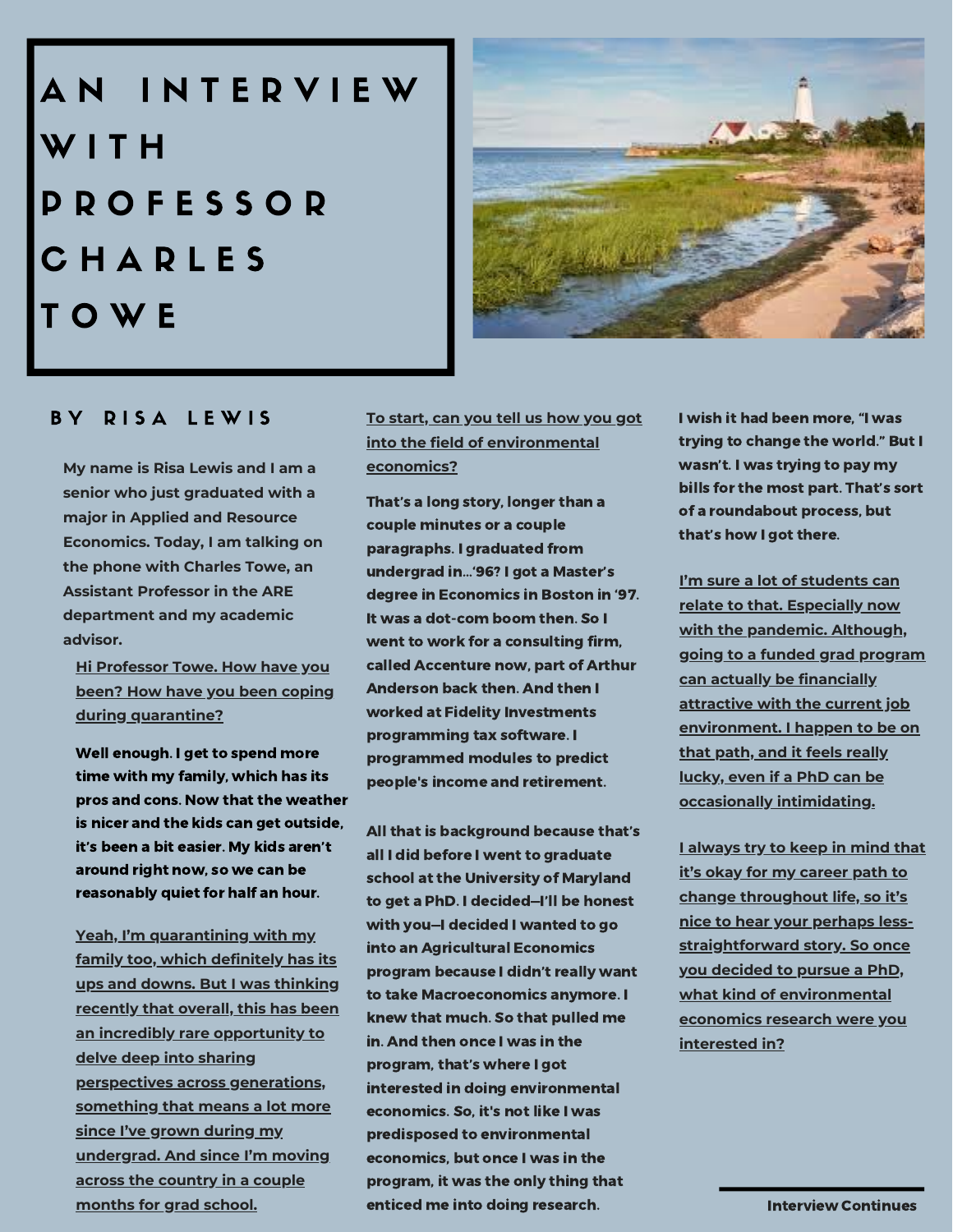# AN INTERVIEW WITH PROFESSOR CHARLES TOWE

## BY RISA LEWIS

**My name is Risa Lewis and I am a senior who just graduated with a major in Applied and Resource Economics. Today, I am talking on the phone with Charles Towe, an Assistant Professor in the ARE department and my academic advisor.**

**Hi Professor Towe. How have you been? How have you been coping during quarantine?**

**Well enough. I get to spend more time with my family, which has its pros and cons. Now that the weather is nicer and the kids can get outside, it's been a bit easier. My kids aren't around right now, so we can be reasonably quiet for half an hour.**

**Yeah, I'm quarantining with my family too, which definitely has its ups and downs. But I was thinking recently that overall, this has been an incredibly rare opportunity to delve deep into sharing perspectives across generations, something that means a lot more since I've grown during my undergrad. And since I'm moving across the country in a couple months for grad school.**

**To start, can you tell us how you got into the field of environmental economics?**

**That's a long story, longer than a couple minutes or a couple paragraphs. I graduated from undergrad in…'96? I got a Master's degree in Economics in Boston in '97. It was a dot-com boom then. So I went to work for a consulting firm, called Accenture now, part of Arthur Anderson back then. And then I worked at Fidelity Investments programming tax software. I programmed modules to predict people's income and retirement.**

**All that is background because that's all I did before I went to graduate school at the University of Maryland to get a PhD. I decided—I'll be honest with you—I decided I wanted to go into an Agricultural Economics program because I didn't really want to take Macroeconomics anymore. I knew that much. So that pulled me in. And then once I was in the program, that's where I got interested in doing environmental economics. So, it's not like I was predisposed to environmental economics, but once I was in the program, it was the only thing that enticed me into doing research.**

**I wish it had been more, "I was trying to change the world." But I wasn't. I was trying to pay my bills for the most part. That's sort of a roundabout process, but that's how I got there.**

**I'm sure a lot of students can relate to that. Especially now with the pandemic. Although, going to a funded grad program can actually be financially attractive with the current job environment. I happen to be on that path, and it feels really lucky, even if a PhD can be occasionally intimidating.**

**I always try to keep in mind that it's okay for my career path to change throughout life, so it's nice to hear your perhaps less-straightforward story. So once you decided to pursue a PhD, what kind of environmental economics research were you interested in?**

**Interview Continues**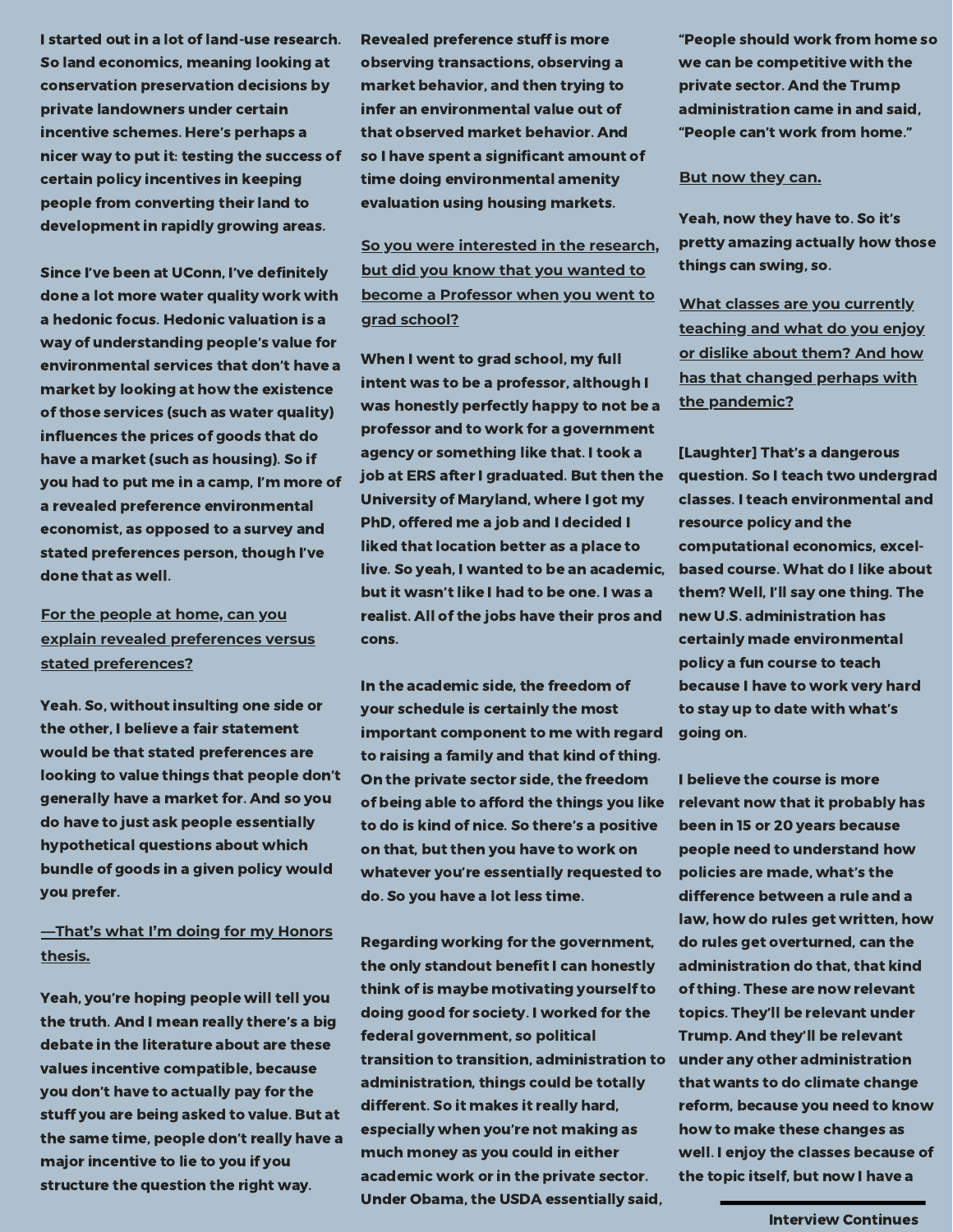I started out in a lot of land-use research. So land economics, meaning looking at conservation preservation decisions by private landowners under certain incentive schemes. Here's perhaps a nicer way to put it: testing the success of certain policy incentives in keeping people from converting their land to development in rapidly growing areas.

Since I've been at UConn, I've definitely done a lot more water quality work with a hedonic focus. Hedonic valuation is a way of understanding people's value for environmental services that don't have a market by looking at how the existence of those services (such as water quality) influences the prices of goods that do have a market (such as housing). So if you had to put me in a camp, I'm more of a revealed preference environmental economist, as opposed to a survey and stated preferences person, though I've done that as well.

For the people at home, can you explain revealed preferences versus stated preferences?

Yeah. So, without insulting one side or the other, I believe a fair statement would be that stated preferences are looking to value things that people don't generally have a market for. And so you do have to just ask people essentially hypothetical questions about which bundle of goods in a given policy would you prefer.

—That's what I'm doing for my Honors thesis.

Yeah, you're hoping people will tell you the truth. And I mean really there's a big debate in the literature about are these values incentive compatible, because you don't have to actually pay for the stuff you are being asked to value. But at the same time, people don't really have a major incentive to lie to you if you structure the question the right way.

Revealed preference stuff is more observing transactions, observing a market behavior, and then trying to infer an environmental value out of that observed market behavior. And so I have spent a significant amount of time doing environmental amenity evaluation using housing markets.

So you were interested in the research, but did you know that you wanted to become a Professor when you went to grad school?

When I went to grad school, my full intent was to be a professor, although I was honestly perfectly happy to not be a professor and to work for a government agency or something like that. I took a job at ERS after I graduated. But then the University of Maryland, where I got my PhD, offered me a job and I decided I liked that location better as a place to live. So yeah, I wanted to be an academic, but it wasn't like I had to be one. I was a realist. All of the jobs have their pros and cons.

In the academic side, the freedom of your schedule is certainly the most important component to me with regard to raising a family and that kind of thing. On the private sector side, the freedom of being able to afford the things you like to do is kind of nice. So there's a positive on that, but then you have to work on whatever you're essentially requested to do. So you have a lot less time.

Regarding working for the government, the only standout benefit I can honestly think of is maybe motivating yourself to doing good for society. I worked for the federal government, so political transition to transition, administration to administration, things could be totally different. So it makes it really hard, especially when you're not making as much money as you could in either academic work or in the private sector. Under Obama, the USDA essentially said, "People should work from home so we can be competitive with the private sector. And the Trump administration came in and said, "People can't work from home."

But now they can.

Yeah, now they have to. So it's pretty amazing actually how those things can swing, so.

What classes are you currently teaching and what do you enjoy or dislike about them? And how has that changed perhaps with the pandemic?

[Laughter] That's a dangerous question. So I teach two undergrad classes. I teach environmental and resource policy and the computational economics, excel-based course. What do I like about them? Well, I'll say one thing. The new U.S. administration has certainly made environmental policy a fun course to teach because I have to work very hard to stay up to date with what's going on.

I believe the course is more relevant now that it probably has been in 15 or 20 years because people need to understand how policies are made, what's the difference between a rule and a law, how do rules get written, how do rules get overturned, can the administration do that, that kind of thing. These are now relevant topics. They'll be relevant under Trump. And they'll be relevant under any other administration that wants to do climate change reform, because you need to know how to make these changes as well. I enjoy the classes because of the topic itself, but now I have a

Interview Continues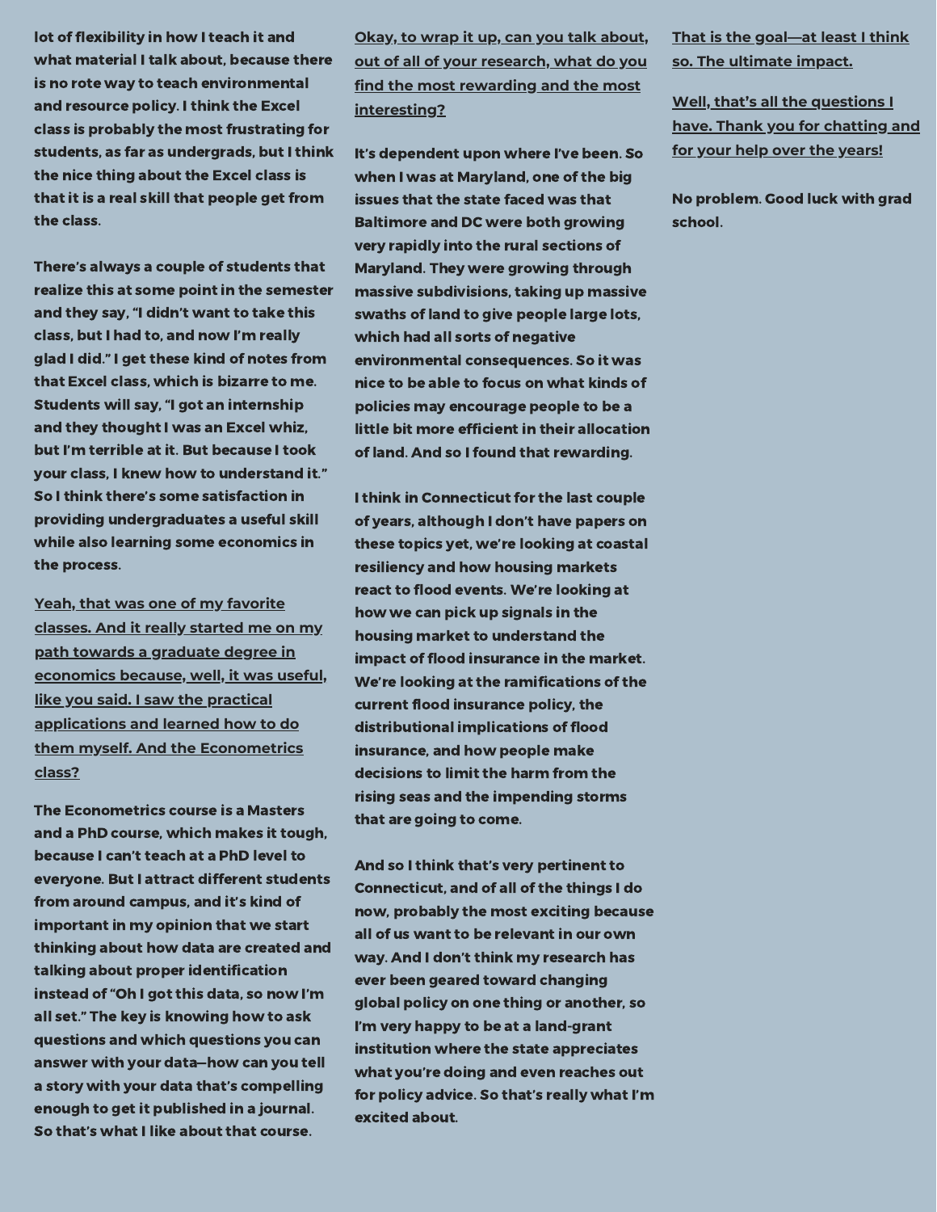lot of flexibility in how I teach it and what material I talk about, because there is no rote way to teach environmental and resource policy. I think the Excel class is probably the most frustrating for students, as far as undergrads, but I think the nice thing about the Excel class is that it is a real skill that people get from the class.

There's always a couple of students that realize this at some point in the semester and they say, "I didn't want to take this class, but I had to, and now I'm really glad I did." I get these kind of notes from that Excel class, which is bizarre to me. Students will say, "I got an internship and they thought I was an Excel whiz, but I'm terrible at it. But because I took your class, I knew how to understand it." So I think there's some satisfaction in providing undergraduates a useful skill while also learning some economics in the process.

<u>Yeah, that was one of my favorite classes. And it really started me on my path towards a graduate degree in economics because, well, it was useful, like you said. I saw the practical applications and learned how to do them myself. And the Econometrics class?</u>

The Econometrics course is a Masters and a PhD course, which makes it tough, because I can't teach at a PhD level to everyone. But I attract different students from around campus, and it's kind of important in my opinion that we start thinking about how data are created and talking about proper identification instead of "Oh I got this data, so now I'm all set." The key is knowing how to ask questions and which questions you can answer with your data—how can you tell a story with your data that's compelling enough to get it published in a journal. So that's what I like about that course.

<u>Okay, to wrap it up, can you talk about, out of all of your research, what do you find the most rewarding and the most interesting?</u>

It's dependent upon where I've been. So when I was at Maryland, one of the big issues that the state faced was that Baltimore and DC were both growing very rapidly into the rural sections of Maryland. They were growing through massive subdivisions, taking up massive swaths of land to give people large lots, which had all sorts of negative environmental consequences. So it was nice to be able to focus on what kinds of policies may encourage people to be a little bit more efficient in their allocation of land. And so I found that rewarding.

I think in Connecticut for the last couple of years, although I don't have papers on these topics yet, we're looking at coastal resiliency and how housing markets react to flood events. We're looking at how we can pick up signals in the housing market to understand the impact of flood insurance in the market. We're looking at the ramifications of the current flood insurance policy, the distributional implications of flood insurance, and how people make decisions to limit the harm from the rising seas and the impending storms that are going to come.

And so I think that's very pertinent to Connecticut, and of all of the things I do now, probably the most exciting because all of us want to be relevant in our own way. And I don't think my research has ever been geared toward changing global policy on one thing or another, so I'm very happy to be at a land-grant institution where the state appreciates what you're doing and even reaches out for policy advice. So that's really what I'm excited about.

<u>That is the goal—at least I think so. The ultimate impact.</u>

<u>Well, that's all the questions I have. Thank you for chatting and for your help over the years!</u>

No problem. Good luck with grad school.